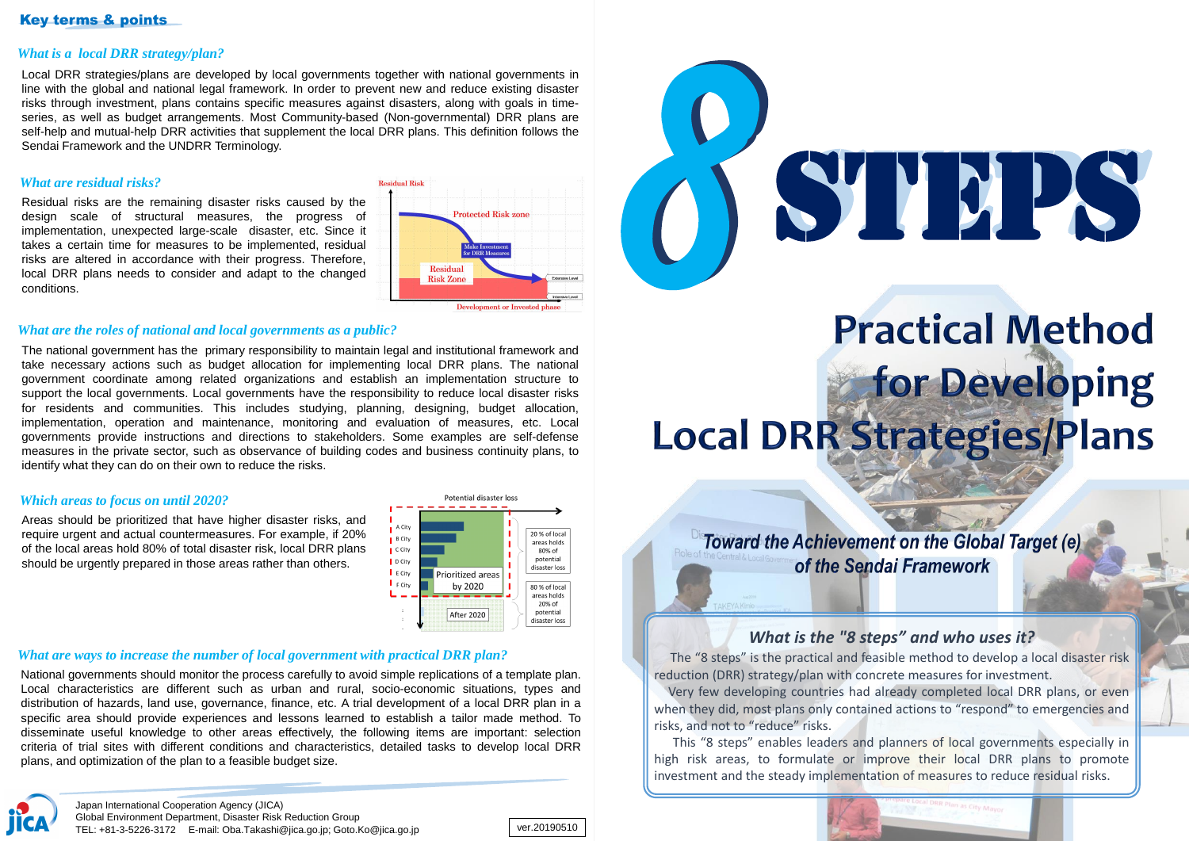## Key terms & points

### *What is a local DRR strategy/plan?*

Local DRR strategies/plans are developed by local governments together with national governments in line with the global and national legal framework. In order to prevent new and reduce existing disaster risks through investment, plans contains specific measures against disasters, along with goals in time-series, as well as budget arrangements. Most Community-based (Non-governmental) DRR plans are self-help and mutual-help DRR activities that supplement the local DRR plans. This definition follows the Sendai Framework and the UNDRR Terminology.

### *What are residual risks?*

Residual risks are the remaining disaster risks caused by the design scale of structural measures, the progress of implementation, unexpected large-scale disaster, etc. Since it takes a certain time for measures to be implemented, residual risks are altered in accordance with their progress. Therefore, local DRR plans needs to consider and adapt to the changed conditions.

Residual Risk
Protected Risk zone
Make Investment for DRR Measures
Residual Risk Zone
Extensive Level
Intensive Level
Development or Invested phase

### *What are the roles of national and local governments as a public?*

The national government has the primary responsibility to maintain legal and institutional framework and take necessary actions such as budget allocation for implementing local DRR plans. The national government coordinate among related organizations and establish an implementation structure to support the local governments. Local governments have the responsibility to reduce local disaster risks for residents and communities. This includes studying, planning, designing, budget allocation, implementation, operation and maintenance, monitoring and evaluation of measures, etc. Local governments provide instructions and directions to stakeholders. Some examples are self-defense measures in the private sector, such as observance of building codes and business continuity plans, to identify what they can do on their own to reduce the risks.

### *Which areas to focus on until 2020?*

Areas should be prioritized that have higher disaster risks, and require urgent and actual countermeasures. For example, if 20% of the local areas hold 80% of total disaster risk, local DRR plans should be urgently prepared in those areas rather than others.

Potential disaster loss
A City
B City
C City
D City
E City
F City
Prioritized areas by 2020
After 2020
20 % of local areas holds 80% of potential disaster loss
80 % of local areas holds 20% of potential disaster loss

### *What are ways to increase the number of local government with practical DRR plan?*

National governments should monitor the process carefully to avoid simple replications of a template plan. Local characteristics are different such as urban and rural, socio-economic situations, types and distribution of hazards, land use, governance, finance, etc. A trial development of a local DRR plan in a specific area should provide experiences and lessons learned to establish a tailor made method. To disseminate useful knowledge to other areas effectively, the following items are important: selection criteria of trial sites with different conditions and characteristics, detailed tasks to develop local DRR plans, and optimization of the plan to a feasible budget size.

Japan International Cooperation Agency (JICA)
Global Environment Department, Disaster Risk Reduction Group
TEL: +81-3-5226-3172 E-mail: Oba.Takashi@jica.go.jp; Goto.Ko@jica.go.jp

ver.20190510

# 8 STEPS

# Practical Method for Developing Local DRR Strategies/Plans

***Toward the Achievement on the Global Target (e) of the Sendai Framework***

### *What is the "8 steps" and who uses it?*

The "8 steps" is the practical and feasible method to develop a local disaster risk reduction (DRR) strategy/plan with concrete measures for investment.

Very few developing countries had already completed local DRR plans, or even when they did, most plans only contained actions to "respond" to emergencies and risks, and not to "reduce" risks.

This "8 steps" enables leaders and planners of local governments especially in high risk areas, to formulate or improve their local DRR plans to promote investment and the steady implementation of measures to reduce residual risks.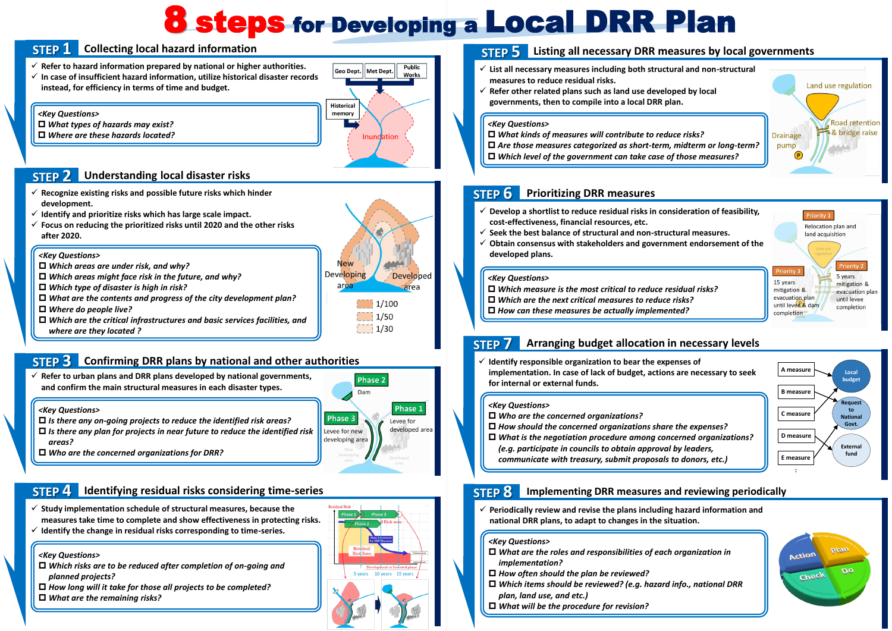# 8 steps for Developing a Local DRR Plan

## STEP 1 Collecting local hazard information

- ✓ Refer to hazard information prepared by national or higher authorities.
- ✓ In case of insufficient hazard information, utilize historical disaster records instead, for efficiency in terms of time and budget.

*<Key Questions>*

- ☐ *What types of hazards may exist?*
- ☐ *Where are these hazards located?*

Geo Dept. Met Dept. Public Works

Historical memory

Inundation

## STEP 2 Understanding local disaster risks

- ✓ Recognize existing risks and possible future risks which hinder development.
- ✓ Identify and prioritize risks which has large scale impact.
- ✓ Focus on reducing the prioritized risks until 2020 and the other risks after 2020.

*<Key Questions>*

- ☐ *Which areas are under risk, and why?*
- ☐ *Which areas might face risk in the future, and why?*
- ☐ *Which type of disaster is high in risk?*
- ☐ *What are the contents and progress of the city development plan?*
- ☐ *Where do people live?*
- ☐ *Which are the critical infrastructures and basic services facilities, and where are they located ?*

New Developing area

Developed area

1/100

1/50

1/30

## STEP 3 Confirming DRR plans by national and other authorities

- ✓ Refer to urban plans and DRR plans developed by national governments, and confirm the main structural measures in each disaster types.

*<Key Questions>*

- ☐ *Is there any on-going projects to reduce the identified risk areas?*
- ☐ *Is there any plan for projects in near future to reduce the identified risk areas?*
- ☐ *Who are the concerned organizations for DRR?*

Phase 2 Dam

Phase 3 Levee for new developing area

Phase 1 Levee for developed area

## STEP 4 Identifying residual risks considering time-series

- ✓ Study implementation schedule of structural measures, because the measures take time to complete and show effectiveness in protecting risks.
- ✓ Identify the change in residual risks corresponding to time-series.

*<Key Questions>*

- ☐ *Which risks are to be reduced after completion of on-going and planned projects?*
- ☐ *How long will it take for those all projects to be completed?*
- ☐ *What are the remaining risks?*

Residual Risk

Phase 1 Phase 3 Phase 2

Risk zone

Residual Risk Zone

5 years 10 years 15 years

## STEP 5 Listing all necessary DRR measures by local governments

- ✓ List all necessary measures including both structural and non-structural measures to reduce residual risks.
- ✓ Refer other related plans such as land use developed by local governments, then to compile into a local DRR plan.

*<Key Questions>*

- ☐ *What kinds of measures will contribute to reduce risks?*
- ☐ *Are those measures categorized as short-term, midterm or long-term?*
- ☐ *Which level of the government can take case of those measures?*

Land use regulation

Road retention & bridge raise

Drainage pump

## STEP 6 Prioritizing DRR measures

- ✓ Develop a shortlist to reduce residual risks in consideration of feasibility, cost-effectiveness, financial resources, etc.
- ✓ Seek the best balance of structural and non-structural measures.
- ✓ Obtain consensus with stakeholders and government endorsement of the developed plans.

*<Key Questions>*

- ☐ *Which measure is the most critical to reduce residual risks?*
- ☐ *Which are the next critical measures to reduce risks?*
- ☐ *How can these measures be actually implemented?*

Priority 1: Relocation plan and land acquisition

Priority 2: 5 years mitigation & evacuation plan until levee completion

Priority 3: 15 years mitigation & evacuation plan until levee & dam completion

## STEP 7 Arranging budget allocation in necessary levels

- ✓ Identify responsible organization to bear the expenses of implementation. In case of lack of budget, actions are necessary to seek for internal or external funds.

*<Key Questions>*

- ☐ *Who are the concerned organizations?*
- ☐ *How should the concerned organizations share the expenses?*
- ☐ *What is the negotiation procedure among concerned organizations? (e.g. participate in councils to obtain approval by leaders, communicate with treasury, submit proposals to donors, etc.)*

A measure, B measure, C measure, D measure, E measure

Local budget

Request to National Govt.

External fund

## STEP 8 Implementing DRR measures and reviewing periodically

- ✓ Periodically review and revise the plans including hazard information and national DRR plans, to adapt to changes in the situation.

*<Key Questions>*

- ☐ *What are the roles and responsibilities of each organization in implementation?*
- ☐ *How often should the plan be reviewed?*
- ☐ *Which items should be reviewed? (e.g. hazard info., national DRR plan, land use, and etc.)*
- ☐ *What will be the procedure for revision?*

Plan Do Check Action